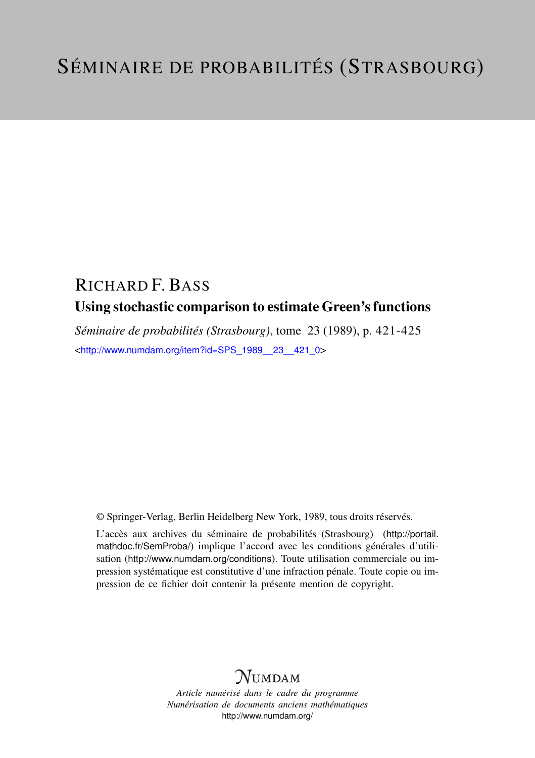# SÉMINAIRE DE PROBABILITÉS (STRASBOURG)

## RICHARD F. BASS

### Using stochastic comparison to estimate Green's functions

*Séminaire de probabilités (Strasbourg)*, tome 23 (1989), p. 421-425

<http://www.numdam.org/item?id=SPS_1989__23__421_0>

© Springer-Verlag, Berlin Heidelberg New York, 1989, tous droits réservés.

L'accès aux archives du séminaire de probabilités (Strasbourg) (http://portail.mathdoc.fr/SemProba/) implique l'accord avec les conditions générales d'utilisation (http://www.numdam.org/conditions). Toute utilisation commerciale ou impression systématique est constitutive d'une infraction pénale. Toute copie ou impression de ce fichier doit contenir la présente mention de copyright.

*Article numérisé dans le cadre du programme*
*Numérisation de documents anciens mathématiques*
http://www.numdam.org/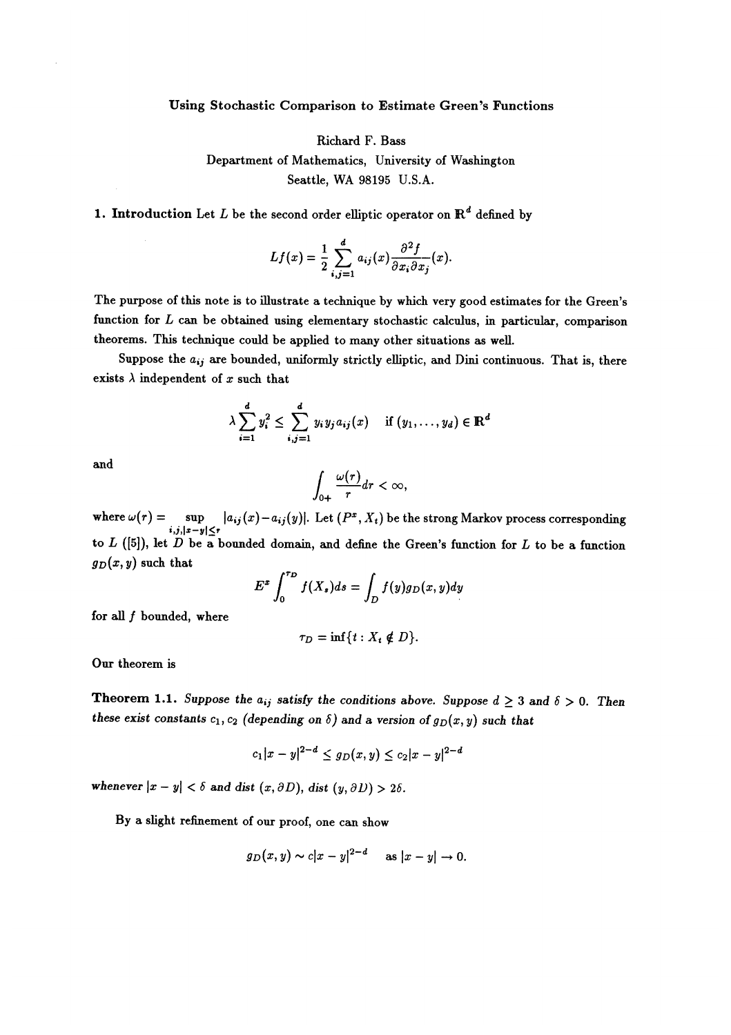Using Stochastic Comparison to Estimate Green's Functions

Richard F. Bass
Department of Mathematics, University of Washington
Seattle, WA 98195 U.S.A.

**1. Introduction** Let $L$ be the second order elliptic operator on $\mathbf{R}^d$ defined by

$$Lf(x) = \frac{1}{2} \sum_{i,j=1}^{d} a_{ij}(x) \frac{\partial^2 f}{\partial x_i \partial x_j}(x).$$

The purpose of this note is to illustrate a technique by which very good estimates for the Green's function for $L$ can be obtained using elementary stochastic calculus, in particular, comparison theorems. This technique could be applied to many other situations as well.

Suppose the $a_{ij}$ are bounded, uniformly strictly elliptic, and Dini continuous. That is, there exists $\lambda$ independent of $x$ such that

$$\lambda \sum_{i=1}^{d} y_i^2 \leq \sum_{i,j=1}^{d} y_i y_j a_{ij}(x) \quad \text{if } (y_1, \ldots, y_d) \in \mathbf{R}^d$$

and

$$\int_{0+} \frac{\omega(r)}{r} dr < \infty,$$

where $\omega(r) = \sup_{i,j,|x-y| \leq r} |a_{ij}(x) - a_{ij}(y)|$. Let $(P^x, X_t)$ be the strong Markov process corresponding to $L$ ([5]), let $D$ be a bounded domain, and define the Green's function for $L$ to be a function $g_D(x, y)$ such that

$$E^x \int_0^{\tau_D} f(X_s) ds = \int_D f(y) g_D(x, y) dy$$

for all $f$ bounded, where

$$\tau_D = \inf\{t : X_t \notin D\}.$$

Our theorem is

**Theorem 1.1.** *Suppose the $a_{ij}$ satisfy the conditions above. Suppose $d \geq 3$ and $\delta > 0$. Then these exist constants $c_1, c_2$ (depending on $\delta$) and a version of $g_D(x, y)$ such that*

$$c_1 |x - y|^{2-d} \leq g_D(x, y) \leq c_2 |x - y|^{2-d}$$

*whenever $|x - y| < \delta$ and dist $(x, \partial D)$, dist $(y, \partial D) > 2\delta$.*

By a slight refinement of our proof, one can show

$$g_D(x, y) \sim c|x - y|^{2-d} \quad \text{as } |x - y| \to 0.$$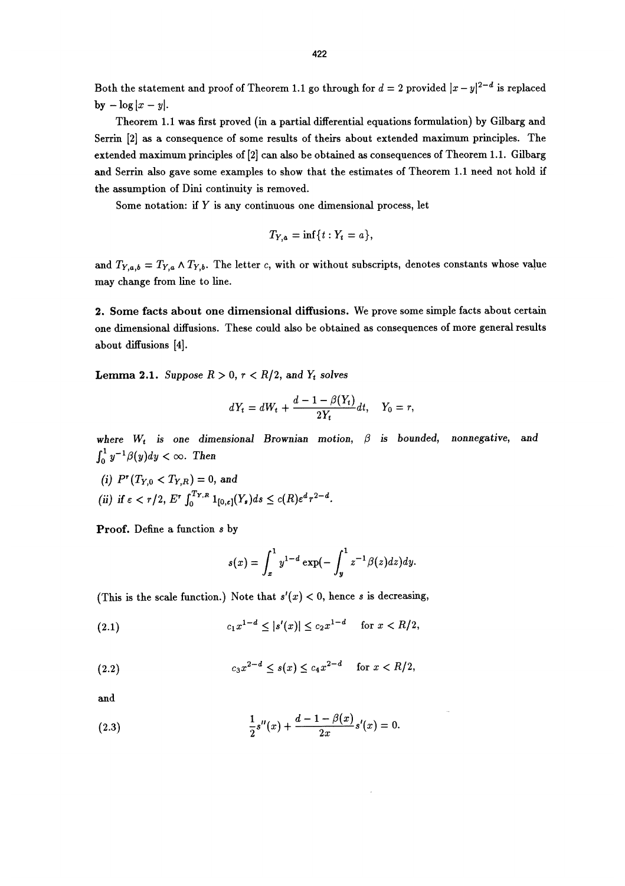Both the statement and proof of Theorem 1.1 go through for $d = 2$ provided $|x-y|^{2-d}$ is replaced by $-\log|x-y|$.

Theorem 1.1 was first proved (in a partial differential equations formulation) by Gilbarg and Serrin [2] as a consequence of some results of theirs about extended maximum principles. The extended maximum principles of [2] can also be obtained as consequences of Theorem 1.1. Gilbarg and Serrin also gave some examples to show that the estimates of Theorem 1.1 need not hold if the assumption of Dini continuity is removed.

Some notation: if $Y$ is any continuous one dimensional process, let

$$T_{Y,a} = \inf\{t : Y_t = a\},$$

and $T_{Y,a,b} = T_{Y,a} \wedge T_{Y,b}$. The letter $c$, with or without subscripts, denotes constants whose value may change from line to line.

## 2. Some facts about one dimensional diffusions.

We prove some simple facts about certain one dimensional diffusions. These could also be obtained as consequences of more general results about diffusions [4].

**Lemma 2.1.** *Suppose $R > 0$, $r < R/2$, and $Y_t$ solves*

$$dY_t = dW_t + \frac{d-1-\beta(Y_t)}{2Y_t}dt, \quad Y_0 = r,$$

*where $W_t$ is one dimensional Brownian motion, $\beta$ is bounded, nonnegative, and $\int_0^1 y^{-1}\beta(y)dy < \infty$. Then*

*(i) $P^r(T_{Y,0} < T_{Y,R}) = 0$, and*

*(ii) if $\varepsilon < r/2$, $E^r \int_0^{T_{Y,R}} 1_{[0,\varepsilon]}(Y_s)ds \le c(R)\varepsilon^d r^{2-d}$.*

**Proof.** Define a function $s$ by

$$s(x) = \int_x^1 y^{1-d} \exp\left(-\int_y^1 z^{-1}\beta(z)dz\right)dy.$$

(This is the scale function.) Note that $s'(x) < 0$, hence $s$ is decreasing,

$$c_1 x^{1-d} \le |s'(x)| \le c_2 x^{1-d} \quad \text{for } x < R/2, \tag{2.1}$$

$$c_3 x^{2-d} \le s(x) \le c_4 x^{2-d} \quad \text{for } x < R/2, \tag{2.2}$$

and

$$\frac{1}{2}s''(x) + \frac{d-1-\beta(x)}{2x}s'(x) = 0. \tag{2.3}$$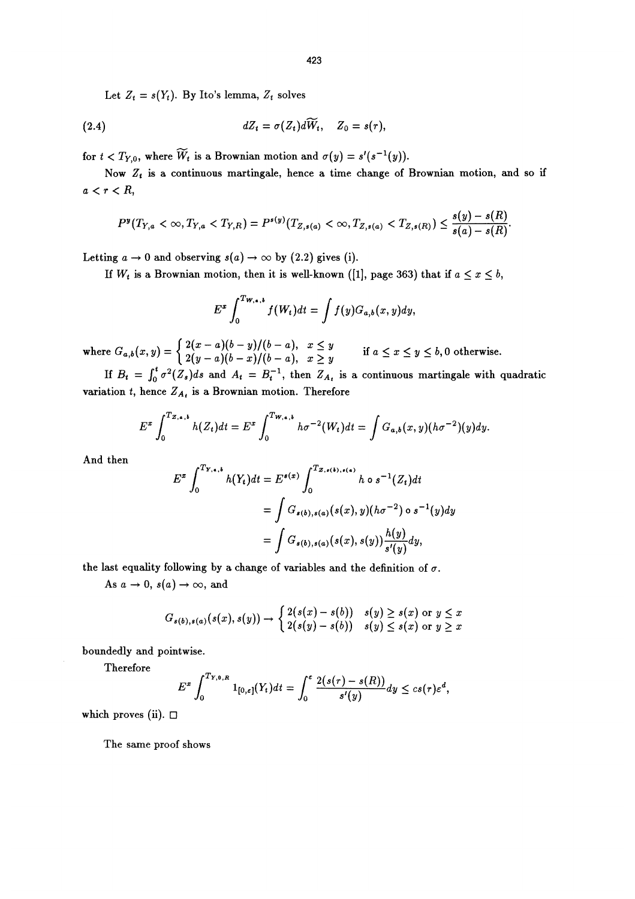Let $Z_t = s(Y_t)$. By Ito's lemma, $Z_t$ solves

$$
dZ_t = \sigma(Z_t)d\widetilde{W}_t, \quad Z_0 = s(r), \tag{2.4}
$$

for $t < T_{Y,0}$, where $\widetilde{W}_t$ is a Brownian motion and $\sigma(y) = s'(s^{-1}(y))$.

Now $Z_t$ is a continuous martingale, hence a time change of Brownian motion, and so if $a < r < R$,

$$
P^y(T_{Y,a} < \infty, T_{Y,a} < T_{Y,R}) = P^{s(y)}(T_{Z,s(a)} < \infty, T_{Z,s(a)} < T_{Z,s(R)}) \leq \frac{s(y) - s(R)}{s(a) - s(R)}.
$$

Letting $a \to 0$ and observing $s(a) \to \infty$ by (2.2) gives (i).

If $W_t$ is a Brownian motion, then it is well-known ([1], page 363) that if $a \leq x \leq b$,

$$
E^x \int_0^{T_{W,a,b}} f(W_t)dt = \int f(y)G_{a,b}(x,y)dy,
$$

where $G_{a,b}(x,y) = \begin{cases} 2(x-a)(b-y)/(b-a), & x \leq y \\ 2(y-a)(b-x)/(b-a), & x \geq y \end{cases}$ if $a \leq x \leq y \leq b$, 0 otherwise.

If $B_t = \int_0^t \sigma^2(Z_s)ds$ and $A_t = B_t^{-1}$, then $Z_{A_t}$ is a continuous martingale with quadratic variation $t$, hence $Z_{A_t}$ is a Brownian motion. Therefore

$$
E^x \int_0^{T_{Z,a,b}} h(Z_t)dt = E^x \int_0^{T_{W,a,b}} h\sigma^{-2}(W_t)dt = \int G_{a,b}(x,y)(h\sigma^{-2})(y)dy.
$$

And then

$$
\begin{aligned}
E^x \int_0^{T_{Y,a,b}} h(Y_t)dt &= E^{s(x)} \int_0^{T_{Z,s(b),s(a)}} h \circ s^{-1}(Z_t)dt \\
&= \int G_{s(b),s(a)}(s(x),y)(h\sigma^{-2}) \circ s^{-1}(y)dy \\
&= \int G_{s(b),s(a)}(s(x),s(y))\frac{h(y)}{s'(y)}dy,
\end{aligned}
$$

the last equality following by a change of variables and the definition of $\sigma$.

As $a \to 0$, $s(a) \to \infty$, and

$$
G_{s(b),s(a)}(s(x),s(y)) \to \begin{cases} 2(s(x) - s(b)) & s(y) \geq s(x) \text{ or } y \leq x \\ 2(s(y) - s(b)) & s(y) \leq s(x) \text{ or } y \geq x \end{cases}
$$

boundedly and pointwise.

Therefore

$$
E^x \int_0^{T_{Y,0,R}} 1_{[0,\varepsilon]}(Y_t)dt = \int_0^\varepsilon \frac{2(s(r) - s(R))}{s'(y)}dy \leq cs(r)\varepsilon^d,
$$

which proves (ii). □

The same proof shows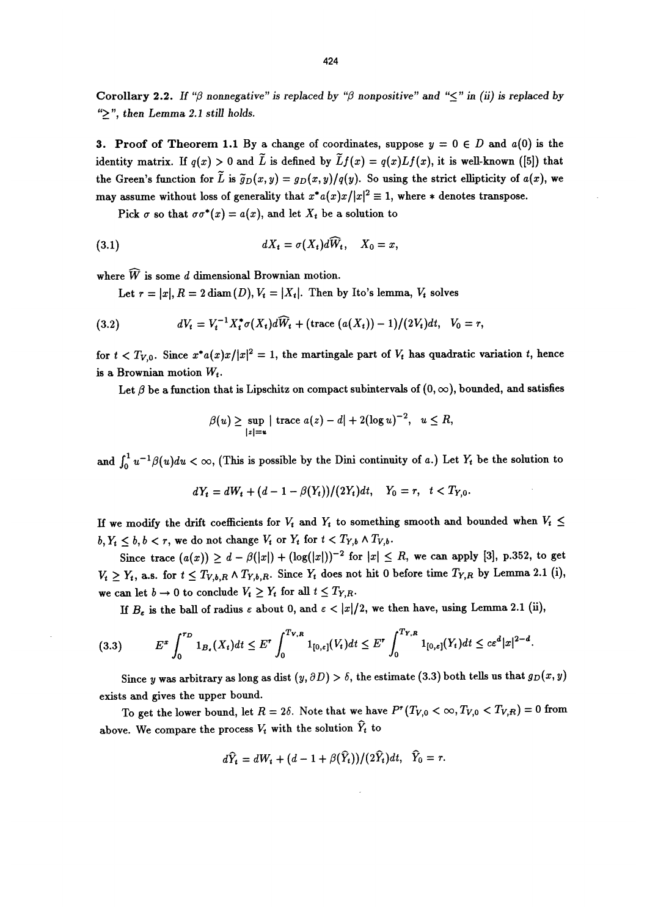**Corollary 2.2.** *If "$\beta$ nonnegative" is replaced by "$\beta$ nonpositive" and "$\leq$" in (ii) is replaced by "$\geq$", then Lemma 2.1 still holds.*

**3. Proof of Theorem 1.1** By a change of coordinates, suppose $y = 0 \in D$ and $a(0)$ is the identity matrix. If $q(x) > 0$ and $\widetilde{L}$ is defined by $\widetilde{L}f(x) = q(x)Lf(x)$, it is well-known ([5]) that the Green's function for $\widetilde{L}$ is $\widetilde{g}_D(x, y) = g_D(x, y)/q(y)$. So using the strict ellipticity of $a(x)$, we may assume without loss of generality that $x^* a(x)x/|x|^2 \equiv 1$, where $*$ denotes transpose.

Pick $\sigma$ so that $\sigma\sigma^*(x) = a(x)$, and let $X_t$ be a solution to

$$dX_t = \sigma(X_t)d\widehat{W}_t, \quad X_0 = x, \tag{3.1}$$

where $\widehat{W}$ is some $d$ dimensional Brownian motion.

Let $r = |x|$, $R = 2\operatorname{diam}(D)$, $V_t = |X_t|$. Then by Ito's lemma, $V_t$ solves

$$dV_t = V_t^{-1} X_t^* \sigma(X_t) d\widehat{W}_t + (\operatorname{trace}(a(X_t)) - 1)/(2V_t)dt, \quad V_0 = r, \tag{3.2}$$

for $t < T_{V,0}$. Since $x^* a(x)x/|x|^2 = 1$, the martingale part of $V_t$ has quadratic variation $t$, hence is a Brownian motion $W_t$.

Let $\beta$ be a function that is Lipschitz on compact subintervals of $(0, \infty)$, bounded, and satisfies

$$\beta(u) \geq \sup_{|z|=u} |\operatorname{trace} a(z) - d| + 2(\log u)^{-2}, \quad u \leq R,$$

and $\int_0^1 u^{-1}\beta(u)du < \infty$, (This is possible by the Dini continuity of $a$.) Let $Y_t$ be the solution to

$$dY_t = dW_t + (d - 1 - \beta(Y_t))/(2Y_t)dt, \quad Y_0 = r, \quad t < T_{Y,0}.$$

If we modify the drift coefficients for $V_t$ and $Y_t$ to something smooth and bounded when $V_t \leq b, Y_t \leq b, b < r$, we do not change $V_t$ or $Y_t$ for $t < T_{Y,b} \wedge T_{V,b}$.

Since trace $(a(x)) \geq d - \beta(|x|) + (\log(|x|))^{-2}$ for $|x| \leq R$, we can apply [3], p.352, to get $V_t \geq Y_t$, a.s. for $t \leq T_{V,b,R} \wedge T_{Y,b,R}$. Since $Y_t$ does not hit 0 before time $T_{Y,R}$ by Lemma 2.1 (i), we can let $b \to 0$ to conclude $V_t \geq Y_t$ for all $t \leq T_{Y,R}$.

If $B_\varepsilon$ is the ball of radius $\varepsilon$ about 0, and $\varepsilon < |x|/2$, we then have, using Lemma 2.1 (ii),

$$E^x \int_0^{\tau_D} 1_{B_\varepsilon}(X_t)dt \leq E^r \int_0^{T_{V,R}} 1_{[0,\varepsilon]}(V_t)dt \leq E^r \int_0^{T_{Y,R}} 1_{[0,\varepsilon]}(Y_t)dt \leq c\varepsilon^d |x|^{2-d}. \tag{3.3}$$

Since $y$ was arbitrary as long as dist $(y, \partial D) > \delta$, the estimate (3.3) both tells us that $g_D(x, y)$ exists and gives the upper bound.

To get the lower bound, let $R = 2\delta$. Note that we have $P^r(T_{V,0} < \infty, T_{V,0} < T_{V,R}) = 0$ from above. We compare the process $V_t$ with the solution $\widehat{Y}_t$ to

$$d\widehat{Y}_t = dW_t + (d - 1 + \beta(\widehat{Y}_t))/(2\widehat{Y}_t)dt, \quad \widehat{Y}_0 = r.$$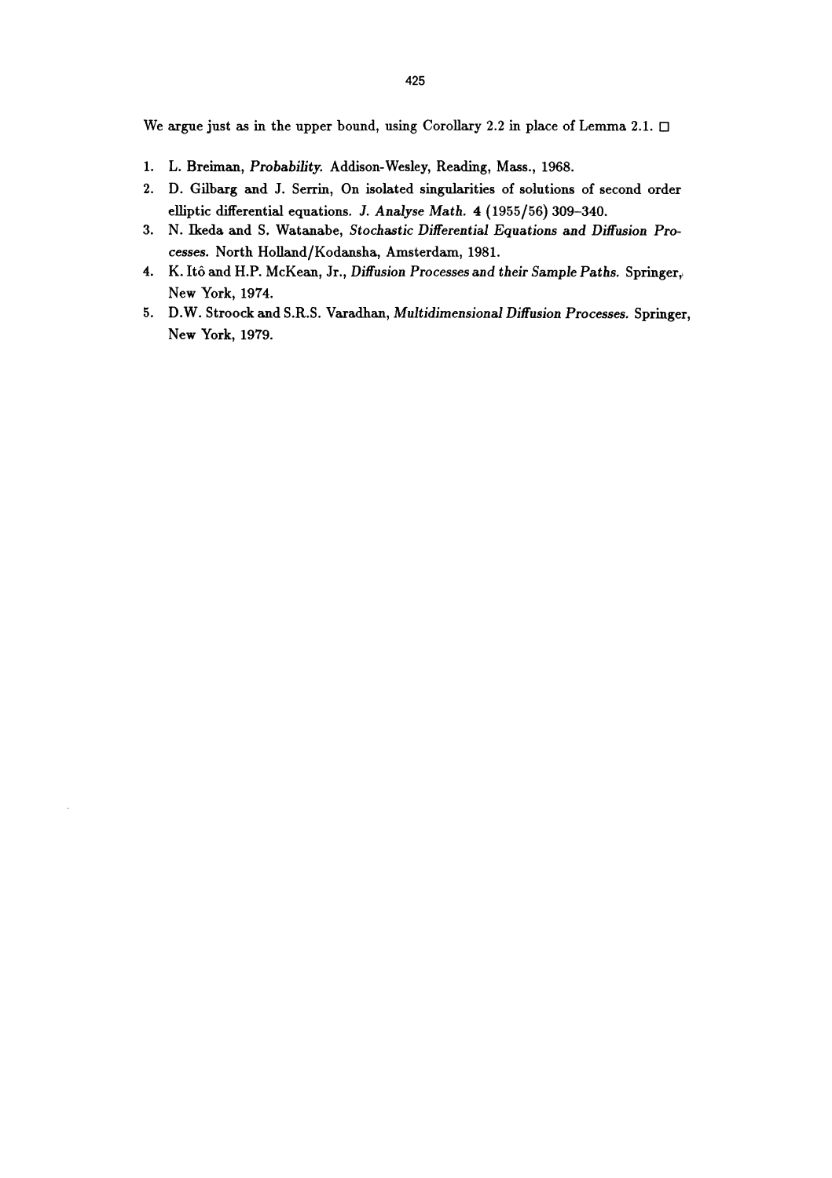We argue just as in the upper bound, using Corollary 2.2 in place of Lemma 2.1. □

1. L. Breiman, *Probability.* Addison-Wesley, Reading, Mass., 1968.
2. D. Gilbarg and J. Serrin, On isolated singularities of solutions of second order elliptic differential equations. *J. Analyse Math.* **4** (1955/56) 309–340.
3. N. Ikeda and S. Watanabe, *Stochastic Differential Equations and Diffusion Processes.* North Holland/Kodansha, Amsterdam, 1981.
4. K. Itô and H.P. McKean, Jr., *Diffusion Processes and their Sample Paths.* Springer, New York, 1974.
5. D.W. Stroock and S.R.S. Varadhan, *Multidimensional Diffusion Processes.* Springer, New York, 1979.